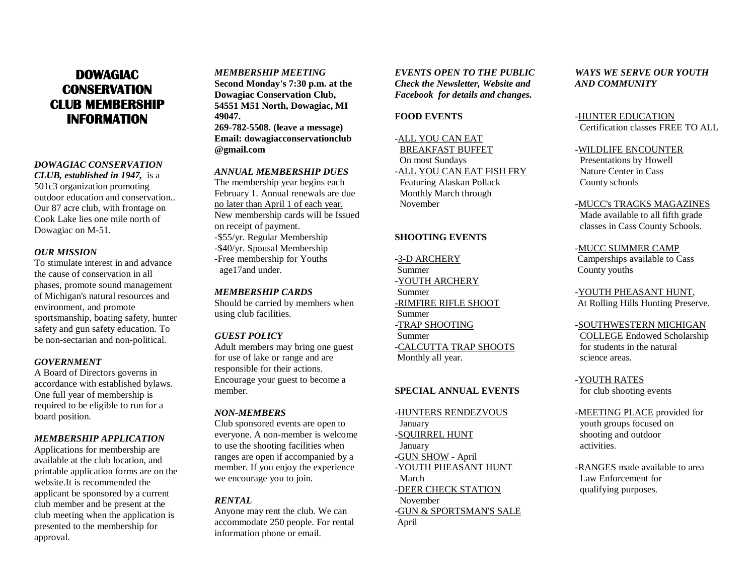# DOWAGIAC CONSERVATION CLUB MEMBERSHIP INFORMATION

***DOWAGIAC CONSERVATION CLUB, established in 1947,*** is a 501c3 organization promoting outdoor education and conservation.. Our 87 acre club, with frontage on Cook Lake lies one mile north of Dowagiac on M-51.

***OUR MISSION***

To stimulate interest in and advance the cause of conservation in all phases, promote sound management of Michigan's natural resources and environment, and promote sportsmanship, boating safety, hunter safety and gun safety education. To be non-sectarian and non-political.

***GOVERNMENT***

A Board of Directors governs in accordance with established bylaws. One full year of membership is required to be eligible to run for a board position.

***MEMBERSHIP APPLICATION***

Applications for membership are available at the club location, and printable application forms are on the website.It is recommended the applicant be sponsored by a current club member and be present at the club meeting when the application is presented to the membership for approval.

***MEMBERSHIP MEETING***

**Second Monday's 7:30 p.m. at the Dowagiac Conservation Club, 54551 M51 North, Dowagiac, MI 49047.**
**269-782-5508. (leave a message)**
**Email: dowagiacconservationclub @gmail.com**

***ANNUAL MEMBERSHIP DUES***

The membership year begins each February 1. Annual renewals are due <u>no later than April 1 of each year.</u> New membership cards will be Issued on receipt of payment.

- $55/yr. Regular Membership
- $40/yr. Spousal Membership
- Free membership for Youths age17and under.

***MEMBERSHIP CARDS***

Should be carried by members when using club facilities.

***GUEST POLICY***

Adult members may bring one guest for use of lake or range and are responsible for their actions. Encourage your guest to become a member.

***NON-MEMBERS***

Club sponsored events are open to everyone. A non-member is welcome to use the shooting facilities when ranges are open if accompanied by a member. If you enjoy the experience we encourage you to join.

***RENTAL***

Anyone may rent the club. We can accommodate 250 people. For rental information phone or email.

***EVENTS OPEN TO THE PUBLIC***
***Check the Newsletter, Website and Facebook for details and changes.***

**FOOD EVENTS**

- <u>ALL YOU CAN EAT BREAKFAST BUFFET</u>
  On most Sundays
- <u>ALL YOU CAN EAT FISH FRY</u>
  Featuring Alaskan Pollack
  Monthly March through November

**SHOOTING EVENTS**

- <u>3-D ARCHERY</u>
  Summer
- <u>YOUTH ARCHERY</u>
  Summer
- <u>RIMFIRE RIFLE SHOOT</u>
  Summer
- <u>TRAP SHOOTING</u>
  Summer
- <u>CALCUTTA TRAP SHOOTS</u>
  Monthly all year.

**SPECIAL ANNUAL EVENTS**

- <u>HUNTERS RENDEZVOUS</u>
  January
- <u>SQUIRREL HUNT</u>
  January
- <u>GUN SHOW</u> - April
- <u>YOUTH PHEASANT HUNT</u>
  March
- <u>DEER CHECK STATION</u>
  November
- <u>GUN & SPORTSMAN'S SALE</u>
  April

***WAYS WE SERVE OUR YOUTH AND COMMUNITY***

- <u>HUNTER EDUCATION</u>
  Certification classes FREE TO ALL
- <u>WILDLIFE ENCOUNTER</u>
  Presentations by Howell Nature Center in Cass County schools
- <u>MUCC's TRACKS MAGAZINES</u>
  Made available to all fifth grade classes in Cass County Schools.
- <u>MUCC SUMMER CAMP</u>
  Camperships available to Cass County youths
- <u>YOUTH PHEASANT HUNT</u>,
  At Rolling Hills Hunting Preserve.
- <u>SOUTHWESTERN MICHIGAN COLLEGE</u> Endowed Scholarship for students in the natural science areas.
- <u>YOUTH RATES</u>
  for club shooting events
- <u>MEETING PLACE</u> provided for youth groups focused on shooting and outdoor activities.
- <u>RANGES</u> made available to area Law Enforcement for qualifying purposes.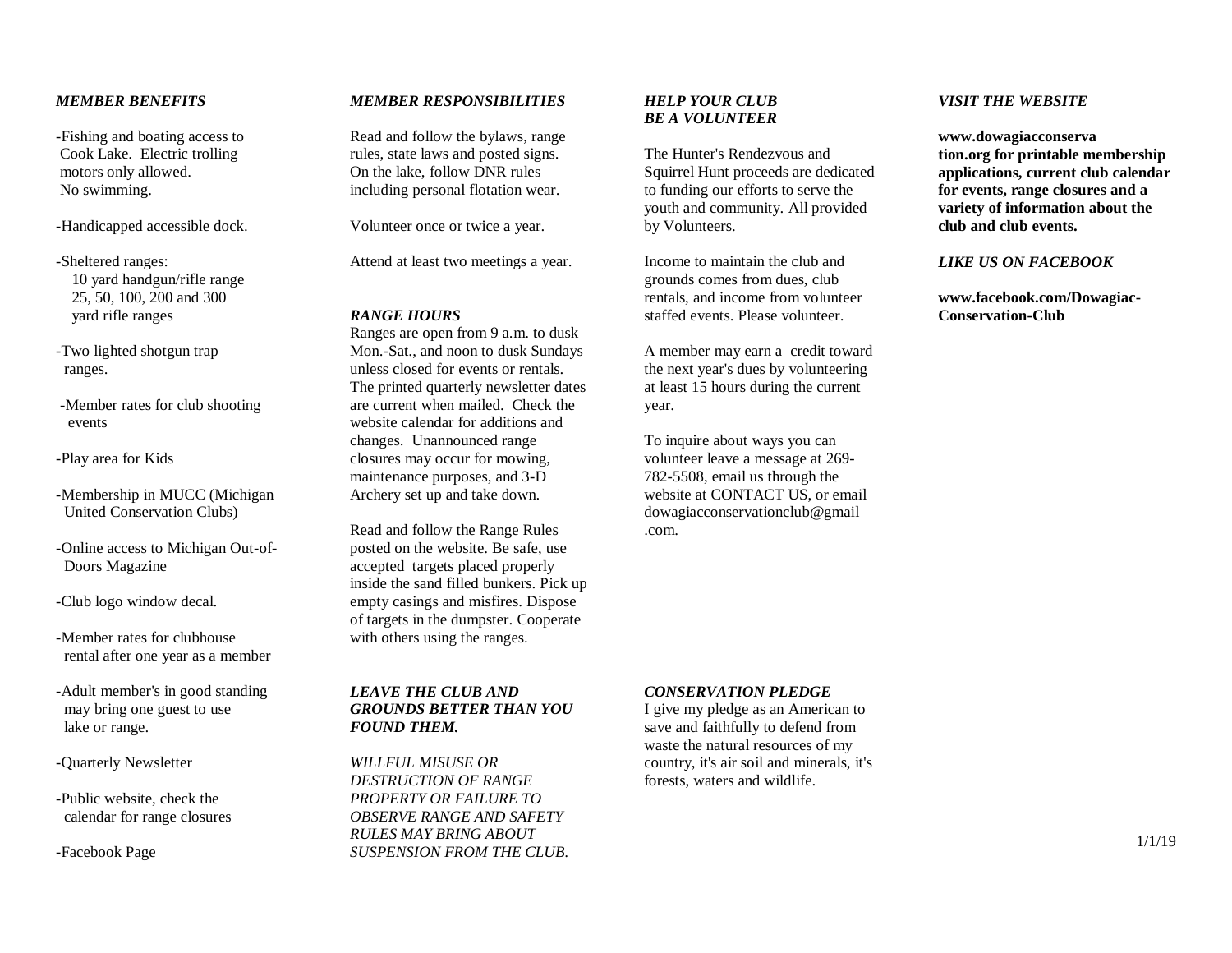*MEMBER BENEFITS*

-Fishing and boating access to Cook Lake. Electric trolling motors only allowed. No swimming.

-Handicapped accessible dock.

-Sheltered ranges:
10 yard handgun/rifle range
25, 50, 100, 200 and 300 yard rifle ranges

-Two lighted shotgun trap ranges.

-Member rates for club shooting events

-Play area for Kids

-Membership in MUCC (Michigan United Conservation Clubs)

-Online access to Michigan Out-of-Doors Magazine

-Club logo window decal.

-Member rates for clubhouse rental after one year as a member

-Adult member's in good standing may bring one guest to use lake or range.

-Quarterly Newsletter

-Public website, check the calendar for range closures

-Facebook Page

*MEMBER RESPONSIBILITIES*

Read and follow the bylaws, range rules, state laws and posted signs. On the lake, follow DNR rules including personal flotation wear.

Volunteer once or twice a year.

Attend at least two meetings a year.

*RANGE HOURS*

Ranges are open from 9 a.m. to dusk Mon.-Sat., and noon to dusk Sundays unless closed for events or rentals. The printed quarterly newsletter dates are current when mailed. Check the website calendar for additions and changes. Unannounced range closures may occur for mowing, maintenance purposes, and 3-D Archery set up and take down.

Read and follow the Range Rules posted on the website. Be safe, use accepted targets placed properly inside the sand filled bunkers. Pick up empty casings and misfires. Dispose of targets in the dumpster. Cooperate with others using the ranges.

*LEAVE THE CLUB AND GROUNDS BETTER THAN YOU FOUND THEM.*

*WILLFUL MISUSE OR DESTRUCTION OF RANGE PROPERTY OR FAILURE TO OBSERVE RANGE AND SAFETY RULES MAY BRING ABOUT SUSPENSION FROM THE CLUB.*

*HELP YOUR CLUB BE A VOLUNTEER*

The Hunter's Rendezvous and Squirrel Hunt proceeds are dedicated to funding our efforts to serve the youth and community. All provided by Volunteers.

Income to maintain the club and grounds comes from dues, club rentals, and income from volunteer staffed events. Please volunteer.

A member may earn a credit toward the next year's dues by volunteering at least 15 hours during the current year.

To inquire about ways you can volunteer leave a message at 269-782-5508, email us through the website at CONTACT US, or email dowagiacconservationclub@gmail.com.

*CONSERVATION PLEDGE*

I give my pledge as an American to save and faithfully to defend from waste the natural resources of my country, it's air soil and minerals, it's forests, waters and wildlife.

*VISIT THE WEBSITE*

**www.dowagiacconservation.org for printable membership applications, current club calendar for events, range closures and a variety of information about the club and club events.**

*LIKE US ON FACEBOOK*

**www.facebook.com/Dowagiac-Conservation-Club**

1/1/19